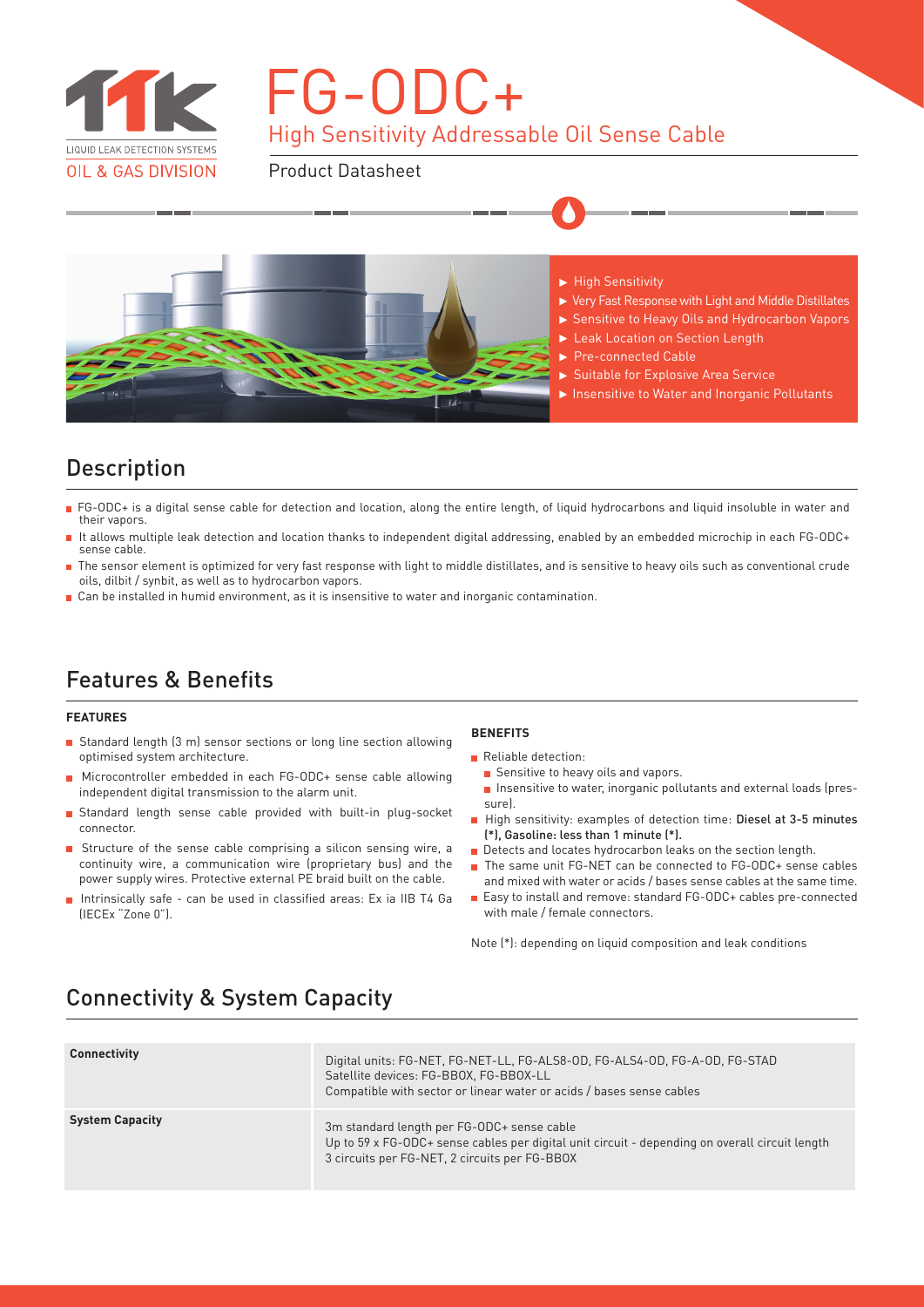LIQUID LEAK DETECTION SYSTEMS

OIL & GAS DIVISION

# FG-ODC+

## High Sensitivity Addressable Oil Sense Cable

Product Datasheet

- ► High Sensitivity
- ► Very Fast Response with Light and Middle Distillates
- ► Sensitive to Heavy Oils and Hydrocarbon Vapors
- ► Leak Location on Section Length
- ► Pre-connected Cable
- ► Suitable for Explosive Area Service
- ► Insensitive to Water and Inorganic Pollutants

## Description

- FG-ODC+ is a digital sense cable for detection and location, along the entire length, of liquid hydrocarbons and liquid insoluble in water and their vapors.
- It allows multiple leak detection and location thanks to independent digital addressing, enabled by an embedded microchip in each FG-ODC+ sense cable.
- The sensor element is optimized for very fast response with light to middle distillates, and is sensitive to heavy oils such as conventional crude oils, dilbit / synbit, as well as to hydrocarbon vapors.
- Can be installed in humid environment, as it is insensitive to water and inorganic contamination.

## Features & Benefits

### FEATURES

- Standard length (3 m) sensor sections or long line section allowing optimised system architecture.
- Microcontroller embedded in each FG-ODC+ sense cable allowing independent digital transmission to the alarm unit.
- Standard length sense cable provided with built-in plug-socket connector.
- Structure of the sense cable comprising a silicon sensing wire, a continuity wire, a communication wire (proprietary bus) and the power supply wires. Protective external PE braid built on the cable.
- Intrinsically safe - can be used in classified areas: Ex ia IIB T4 Ga (IECEx "Zone 0").

### BENEFITS

- Reliable detection:
  - Sensitive to heavy oils and vapors.
  - Insensitive to water, inorganic pollutants and external loads (pressure).
- High sensitivity: examples of detection time: Diesel at 3-5 minutes (*), Gasoline: less than 1 minute (*).
- Detects and locates hydrocarbon leaks on the section length.
- The same unit FG-NET can be connected to FG-ODC+ sense cables and mixed with water or acids / bases sense cables at the same time.
- Easy to install and remove: standard FG-ODC+ cables pre-connected with male / female connectors.

Note (*): depending on liquid composition and leak conditions

## Connectivity & System Capacity

| | |
|---|---|
| **Connectivity** | Digital units: FG-NET, FG-NET-LL, FG-ALS8-OD, FG-ALS4-OD, FG-A-OD, FG-STAD<br>Satellite devices: FG-BBOX, FG-BBOX-LL<br>Compatible with sector or linear water or acids / bases sense cables |
| **System Capacity** | 3m standard length per FG-ODC+ sense cable<br>Up to 59 x FG-ODC+ sense cables per digital unit circuit - depending on overall circuit length<br>3 circuits per FG-NET, 2 circuits per FG-BBOX |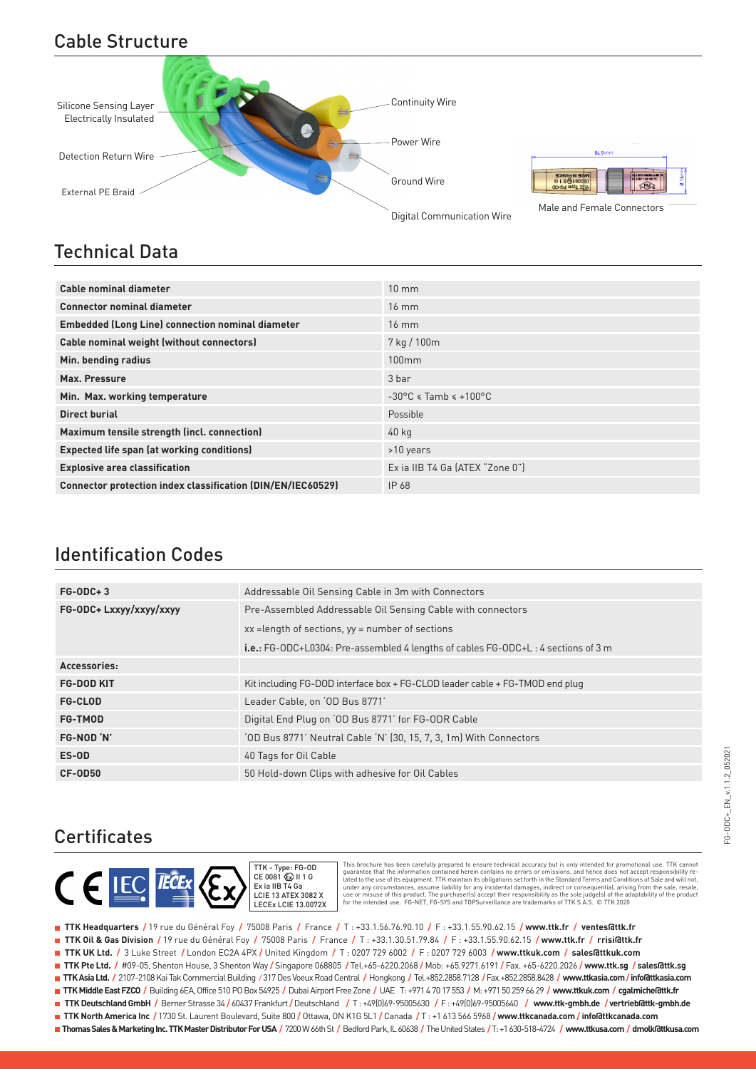## Cable Structure

Silicone Sensing Layer Electrically Insulated

Detection Return Wire

External PE Braid

Continuity Wire

Power Wire

Ground Wire

Digital Communication Wire

84.9mm

Ø 16mm

Male and Female Connectors

## Technical Data

| | |
|---|---|
| **Cable nominal diameter** | 10 mm |
| **Connector nominal diameter** | 16 mm |
| **Embedded (Long Line) connection nominal diameter** | 16 mm |
| **Cable nominal weight (without connectors)** | 7 kg / 100m |
| **Min. bending radius** | 100mm |
| **Max. Pressure** | 3 bar |
| **Min. Max. working temperature** | -30°C ≤ Tamb ≤ +100°C |
| **Direct burial** | Possible |
| **Maximum tensile strength (incl. connection)** | 40 kg |
| **Expected life span (at working conditions)** | >10 years |
| **Explosive area classification** | Ex ia IIB T4 Ga (ATEX "Zone 0") |
| **Connector protection index classification (DIN/EN/IEC60529)** | IP 68 |

## Identification Codes

| | |
|---|---|
| **FG-ODC+ 3** | Addressable Oil Sensing Cable in 3m with Connectors |
| **FG-ODC+ Lxxyy/xxyy/xxyy** | Pre-Assembled Addressable Oil Sensing Cable with connectors |
| | xx =length of sections, yy = number of sections |
| | **i.e.:** FG-ODC+L0304: Pre-assembled 4 lengths of cables FG-ODC+L : 4 sections of 3 m |
| **Accessories:** | |
| **FG-DOD KIT** | Kit including FG-DOD interface box + FG-CLOD leader cable + FG-TMOD end plug |
| **FG-CLOD** | Leader Cable, on 'OD Bus 8771' |
| **FG-TMOD** | Digital End Plug on 'OD Bus 8771' for FG-ODR Cable |
| **FG-NOD 'N'** | 'OD Bus 8771' Neutral Cable 'N' (30, 15, 7, 3, 1m) With Connectors |
| **ES-OD** | 40 Tags for Oil Cable |
| **CF-OD50** | 50 Hold-down Clips with adhesive for Oil Cables |

## Certificates

TTK - Type: FG-OD
CE 0081 Ex II 1 G
Ex ia IIB T4 Ga
LCIE 13 ATEX 3082 X
LECEx LCIE 13.0072X

This brochure has been carefully prepared to ensure technical accuracy but is only intended for promotional use. TTK cannot guarantee that the information contained herein contains no errors or omissions, and hence does not accept responsibility related to the use of its equipment. TTK maintain its obligations set forth in the Standard Terms and Conditions of Sale and will not, under any circumstances, assume liability for any incidental damages, indirect or consequential, arising from the sale, resale, use or misuse of this product. The purchaser(s) accept their responsibility as the sole judge(s) of the adaptability of the product for the intended use. FG-NET, FG-SYS and TOPSurveillance are trademarks of TTK S.A.S. © TTK 2020

- **TTK Headquarters** / 19 rue du Général Foy / 75008 Paris / France / T : +33.1.56.76.90.10 / F : +33.1.55.90.62.15 / **www.ttk.fr** / **ventes@ttk.fr**
- **TTK Oil & Gas Division** / 19 rue du Général Foy / 75008 Paris / France / T : +33.1.30.51.79.84 / F : +33.1.55.90.62.15 / **www.ttk.fr** / **rrisi@ttk.fr**
- **TTK UK Ltd.** / 3 Luke Street / London EC2A 4PX / United Kingdom / T : 0207 729 6002 / F : 0207 729 6003 / **www.ttkuk.com** / **sales@ttkuk.com**
- **TTK Pte Ltd.** / #09-05, Shenton House, 3 Shenton Way / Singapore 068805 / Tel.+65-6220.2068 / Mob: +65.9271.6191 / Fax. +65-6220.2026 / **www.ttk.sg** / **sales@ttk.sg**
- **TTK Asia Ltd.** / 2107-2108 Kai Tak Commercial Building / 317 Des Voeux Road Central / Hongkong / Tel.+852.2858.7128 / Fax.+852.2858.8428 / **www.ttkasia.com** / **info@ttkasia.com**
- **TTK Middle East FZCO** / Building 6EA, Office 510 PO Box 54925 / Dubai Airport Free Zone / UAE T: +971 4 70 17 553 / M: +971 50 259 66 29 / **www.ttkuk.com** / **cgalmiche@ttk.fr**
- **TTK Deutschland GmbH** / Berner Strasse 34 / 60437 Frankfurt / Deutschland / T : +49(0)69-95005630 / F : +49(0)69-95005640 / **www.ttk-gmbh.de** / **vertrieb@ttk-gmbh.de**
- **TTK North America Inc** / 1730 St. Laurent Boulevard, Suite 800 / Ottawa, ON K1G 5L1 / Canada / T : +1 613 566 5968 / **www.ttkcanada.com** / **info@ttkcanada.com**
- **Thomas Sales & Marketing Inc. TTK Master Distributor For USA** / 7200 W 66th St / Bedford Park, IL 60638 / The United States / T: +1 630-518-4724 / **www.ttkusa.com** / **dmolk@ttkusa.com**

FG-ODC+_EN_v.1.1.2_052021